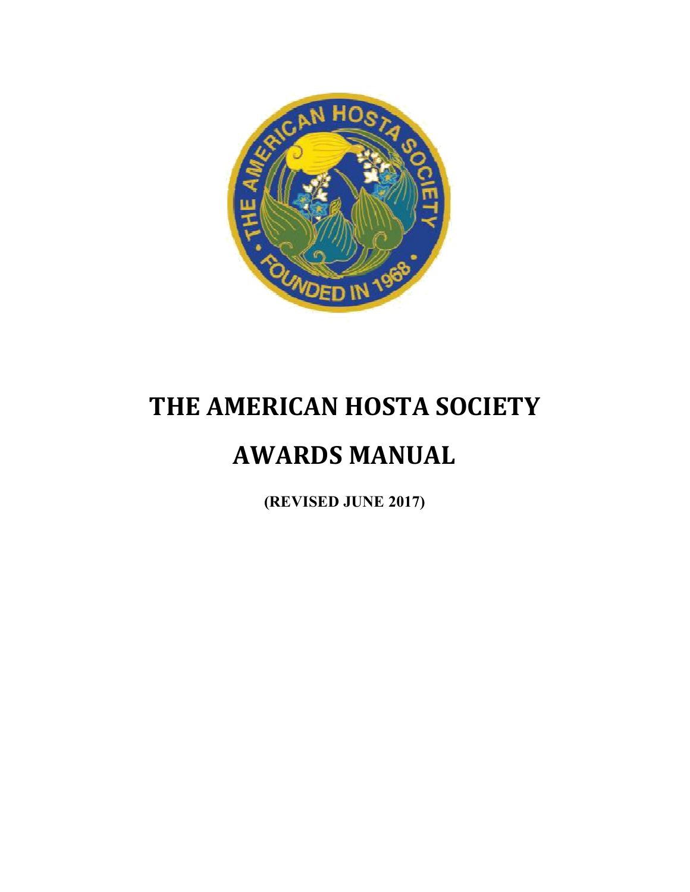# THE AMERICAN HOSTA SOCIETY

# AWARDS MANUAL

**(REVISED JUNE 2017)**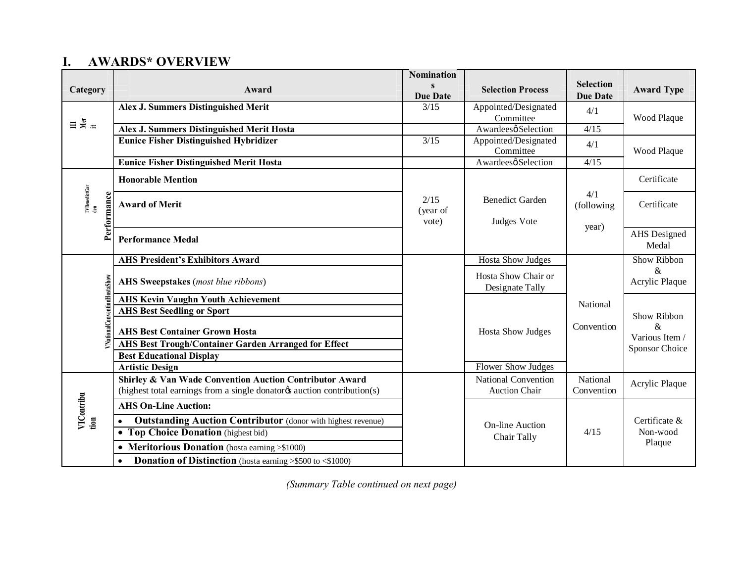## I. AWARDS* OVERVIEW

| Category | Award | Nominations Due Date | Selection Process | Selection Due Date | Award Type |
|---|---|---|---|---|---|
| III Merit | **Alex J. Summers Distinguished Merit** | 3/15 | Appointed/Designated Committee | 4/1 | Wood Plaque |
| | **Alex J. Summers Distinguished Merit Hosta** | | Awardees' Selection | 4/15 | |
| | **Eunice Fisher Distinguished Hybridizer** | 3/15 | Appointed/Designated Committee | 4/1 | Wood Plaque |
| | **Eunice Fisher Distinguished Merit Hosta** | | Awardees' Selection | 4/15 | |
| IV Benedict Garden Performance | **Honorable Mention** | 2/15 (year of vote) | Benedict Garden Judges Vote | 4/1 (following year) | Certificate |
| | **Award of Merit** | | | | Certificate |
| | **Performance Medal** | | | | AHS Designed Medal |
| V National Convention Hosta Show | **AHS President's Exhibitors Award** | | Hosta Show Judges | National Convention | Show Ribbon & Acrylic Plaque |
| | **AHS Sweepstakes** (*most blue ribbons*) | | Hosta Show Chair or Designate Tally | | |
| | **AHS Kevin Vaughn Youth Achievement** | | Hosta Show Judges | | Show Ribbon & Various Item / Sponsor Choice |
| | **AHS Best Seedling or Sport** | | | | |
| | **AHS Best Container Grown Hosta** | | | | |
| | **AHS Best Trough/Container Garden Arranged for Effect** | | | | |
| | **Best Educational Display** | | | | |
| | **Artistic Design** | | Flower Show Judges | | |
| VI Contribution | **Shirley & Van Wade Convention Auction Contributor Award** (highest total earnings from a single donator's auction contribution(s) | | National Convention Auction Chair | National Convention | Acrylic Plaque |
| | **AHS On-Line Auction:** | | On-line Auction Chair Tally | 4/15 | Certificate & Non-wood Plaque |
| | • **Outstanding Auction Contributor** (donor with highest revenue) | | | | |
| | • **Top Choice Donation** (highest bid) | | | | |
| | • **Meritorious Donation** (hosta earning >$1000) | | | | |
| | • **Donation of Distinction** (hosta earning >$500 to <$1000) | | | | |

*(Summary Table continued on next page)*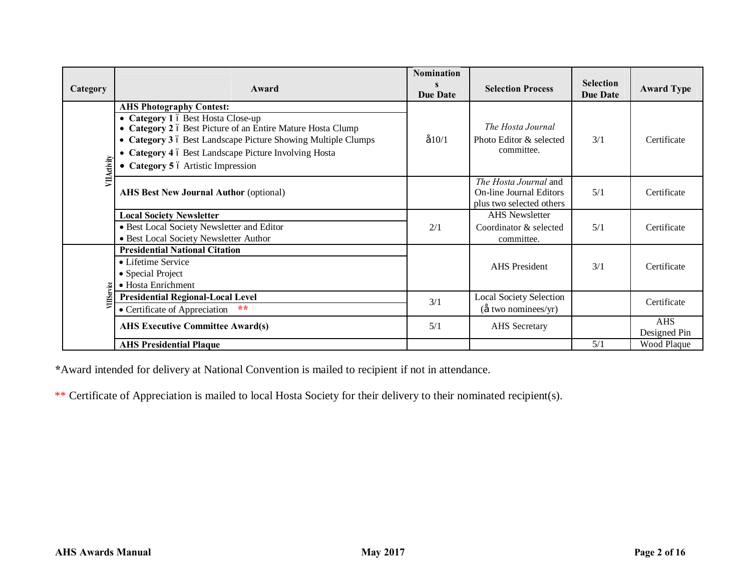| Category | Award | Nominations Due Date | Selection Process | Selection Due Date | Award Type |
|---|---|---|---|---|---|
| VII Activity | **AHS Photography Contest:**<br>• **Category 1** ï Best Hosta Close-up<br>• **Category 2** ï Best Picture of an Entire Mature Hosta Clump<br>• **Category 3** ï Best Landscape Picture Showing Multiple Clumps<br>• **Category 4** ï Best Landscape Picture Involving Hosta<br>• **Category 5** ï Artistic Impression | å10/1 | *The Hosta Journal* Photo Editor & selected committee. | 3/1 | Certificate |
| | **AHS Best New Journal Author** (optional) | | *The Hosta Journal* and On-line Journal Editors plus two selected others | 5/1 | Certificate |
| | **Local Society Newsletter**<br>• Best Local Society Newsletter and Editor<br>• Best Local Society Newsletter Author | 2/1 | AHS Newsletter Coordinator & selected committee. | 5/1 | Certificate |
| VIII Service | **Presidential National Citation**<br>• Lifetime Service<br>• Special Project<br>• Hosta Enrichment | | AHS President | 3/1 | Certificate |
| | **Presidential Regional-Local Level**<br>• Certificate of Appreciation ** | 3/1 | Local Society Selection (å two nominees/yr) | | Certificate |
| | **AHS Executive Committee Award(s)** | 5/1 | AHS Secretary | | AHS Designed Pin |
| | **AHS Presidential Plaque** | | | 5/1 | Wood Plaque |

*Award intended for delivery at National Convention is mailed to recipient if not in attendance.

** Certificate of Appreciation is mailed to local Hosta Society for their delivery to their nominated recipient(s).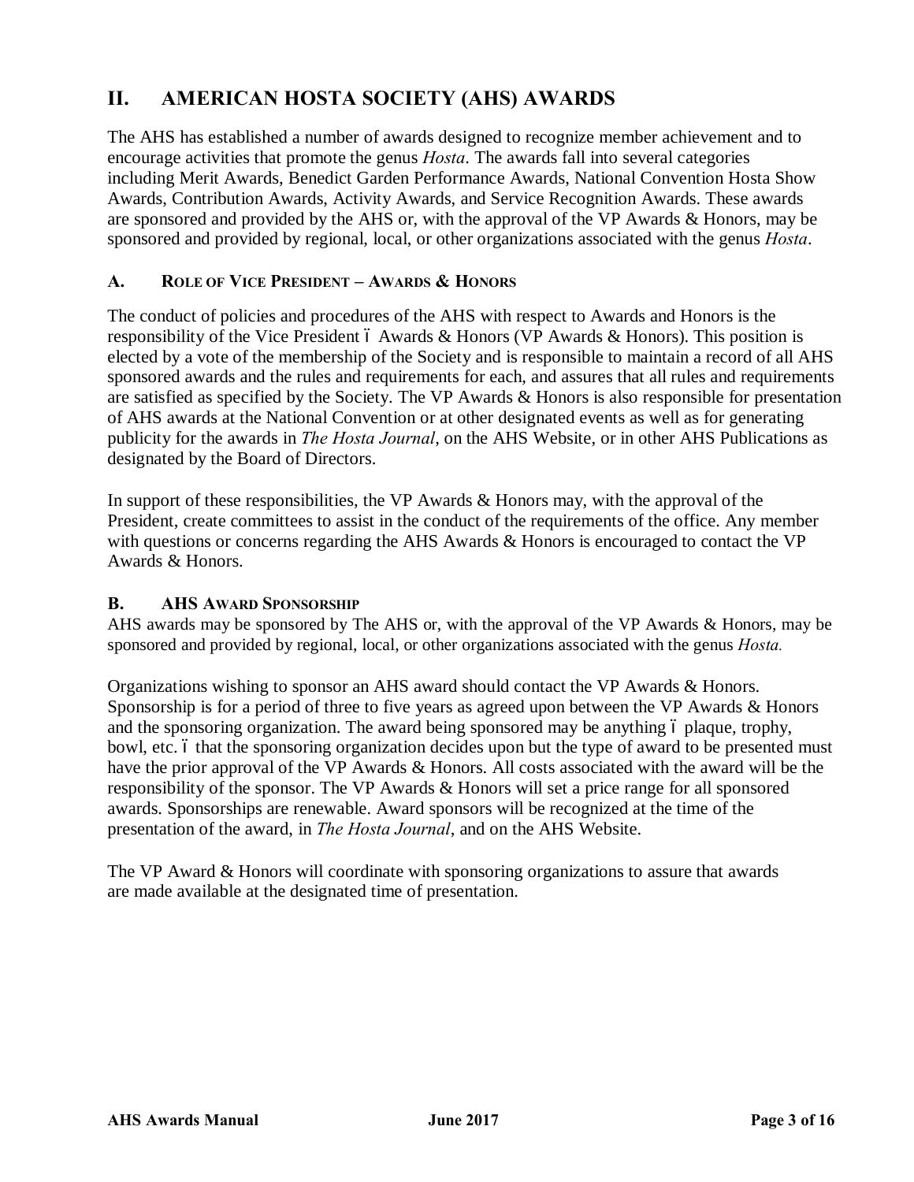## II. AMERICAN HOSTA SOCIETY (AHS) AWARDS

The AHS has established a number of awards designed to recognize member achievement and to encourage activities that promote the genus *Hosta*. The awards fall into several categories including Merit Awards, Benedict Garden Performance Awards, National Convention Hosta Show Awards, Contribution Awards, Activity Awards, and Service Recognition Awards. These awards are sponsored and provided by the AHS or, with the approval of the VP Awards & Honors, may be sponsored and provided by regional, local, or other organizations associated with the genus *Hosta*.

### A. Role of Vice President – Awards & Honors

The conduct of policies and procedures of the AHS with respect to Awards and Honors is the responsibility of the Vice President – Awards & Honors (VP Awards & Honors). This position is elected by a vote of the membership of the Society and is responsible to maintain a record of all AHS sponsored awards and the rules and requirements for each, and assures that all rules and requirements are satisfied as specified by the Society. The VP Awards & Honors is also responsible for presentation of AHS awards at the National Convention or at other designated events as well as for generating publicity for the awards in *The Hosta Journal*, on the AHS Website, or in other AHS Publications as designated by the Board of Directors.

In support of these responsibilities, the VP Awards & Honors may, with the approval of the President, create committees to assist in the conduct of the requirements of the office. Any member with questions or concerns regarding the AHS Awards & Honors is encouraged to contact the VP Awards & Honors.

### B. AHS Award Sponsorship

AHS awards may be sponsored by The AHS or, with the approval of the VP Awards & Honors, may be sponsored and provided by regional, local, or other organizations associated with the genus *Hosta.*

Organizations wishing to sponsor an AHS award should contact the VP Awards & Honors. Sponsorship is for a period of three to five years as agreed upon between the VP Awards & Honors and the sponsoring organization. The award being sponsored may be anything – plaque, trophy, bowl, etc. – that the sponsoring organization decides upon but the type of award to be presented must have the prior approval of the VP Awards & Honors. All costs associated with the award will be the responsibility of the sponsor. The VP Awards & Honors will set a price range for all sponsored awards. Sponsorships are renewable. Award sponsors will be recognized at the time of the presentation of the award, in *The Hosta Journal*, and on the AHS Website.

The VP Award & Honors will coordinate with sponsoring organizations to assure that awards are made available at the designated time of presentation.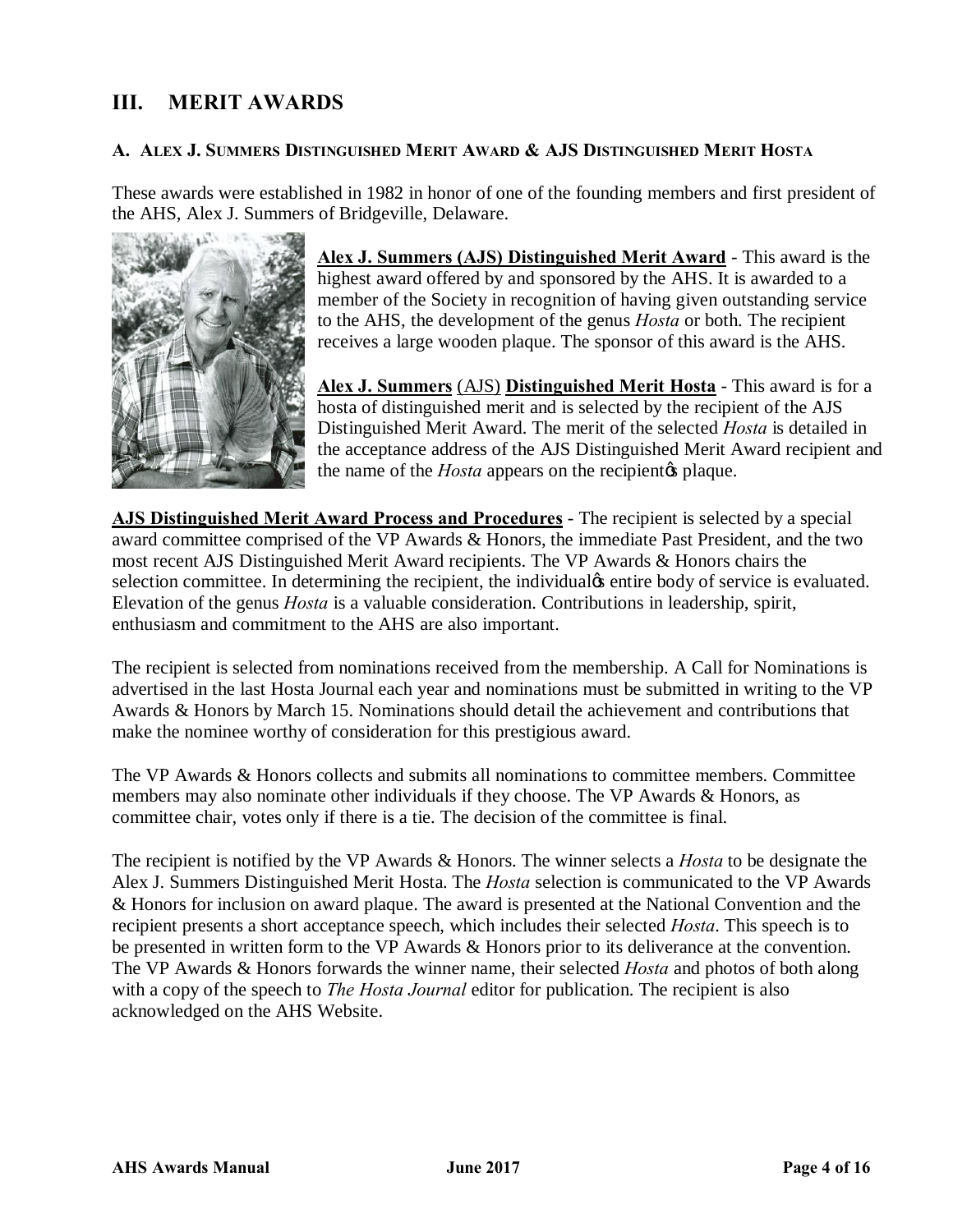## III. MERIT AWARDS

### A. Alex J. Summers Distinguished Merit Award & AJS Distinguished Merit Hosta

These awards were established in 1982 in honor of one of the founding members and first president of the AHS, Alex J. Summers of Bridgeville, Delaware.

**Alex J. Summers (AJS) Distinguished Merit Award** - This award is the highest award offered by and sponsored by the AHS. It is awarded to a member of the Society in recognition of having given outstanding service to the AHS, the development of the genus *Hosta* or both. The recipient receives a large wooden plaque. The sponsor of this award is the AHS.

**Alex J. Summers** (AJS) **Distinguished Merit Hosta** - This award is for a hosta of distinguished merit and is selected by the recipient of the AJS Distinguished Merit Award. The merit of the selected *Hosta* is detailed in the acceptance address of the AJS Distinguished Merit Award recipient and the name of the *Hosta* appears on the recipient's plaque.

**AJS Distinguished Merit Award Process and Procedures** - The recipient is selected by a special award committee comprised of the VP Awards & Honors, the immediate Past President, and the two most recent AJS Distinguished Merit Award recipients. The VP Awards & Honors chairs the selection committee. In determining the recipient, the individual's entire body of service is evaluated. Elevation of the genus *Hosta* is a valuable consideration. Contributions in leadership, spirit, enthusiasm and commitment to the AHS are also important.

The recipient is selected from nominations received from the membership. A Call for Nominations is advertised in the last Hosta Journal each year and nominations must be submitted in writing to the VP Awards & Honors by March 15. Nominations should detail the achievement and contributions that make the nominee worthy of consideration for this prestigious award.

The VP Awards & Honors collects and submits all nominations to committee members. Committee members may also nominate other individuals if they choose. The VP Awards & Honors, as committee chair, votes only if there is a tie. The decision of the committee is final.

The recipient is notified by the VP Awards & Honors. The winner selects a *Hosta* to be designate the Alex J. Summers Distinguished Merit Hosta. The *Hosta* selection is communicated to the VP Awards & Honors for inclusion on award plaque. The award is presented at the National Convention and the recipient presents a short acceptance speech, which includes their selected *Hosta*. This speech is to be presented in written form to the VP Awards & Honors prior to its deliverance at the convention. The VP Awards & Honors forwards the winner name, their selected *Hosta* and photos of both along with a copy of the speech to *The Hosta Journal* editor for publication. The recipient is also acknowledged on the AHS Website.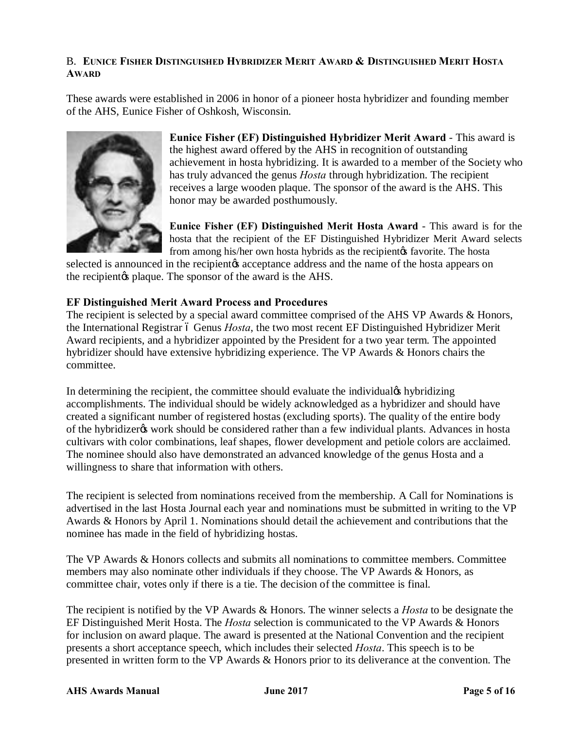## B. Eunice Fisher Distinguished Hybridizer Merit Award & Distinguished Merit Hosta Award

These awards were established in 2006 in honor of a pioneer hosta hybridizer and founding member of the AHS, Eunice Fisher of Oshkosh, Wisconsin.

**Eunice Fisher (EF) Distinguished Hybridizer Merit Award** - This award is the highest award offered by the AHS in recognition of outstanding achievement in hosta hybridizing. It is awarded to a member of the Society who has truly advanced the genus *Hosta* through hybridization. The recipient receives a large wooden plaque. The sponsor of the award is the AHS. This honor may be awarded posthumously.

**Eunice Fisher (EF) Distinguished Merit Hosta Award** - This award is for the hosta that the recipient of the EF Distinguished Hybridizer Merit Award selects from among his/her own hosta hybrids as the recipient's favorite. The hosta selected is announced in the recipient's acceptance address and the name of the hosta appears on the recipient's plaque. The sponsor of the award is the AHS.

**EF Distinguished Merit Award Process and Procedures**

The recipient is selected by a special award committee comprised of the AHS VP Awards & Honors, the International Registrar – Genus *Hosta*, the two most recent EF Distinguished Hybridizer Merit Award recipients, and a hybridizer appointed by the President for a two year term. The appointed hybridizer should have extensive hybridizing experience. The VP Awards & Honors chairs the committee.

In determining the recipient, the committee should evaluate the individual's hybridizing accomplishments. The individual should be widely acknowledged as a hybridizer and should have created a significant number of registered hostas (excluding sports). The quality of the entire body of the hybridizer's work should be considered rather than a few individual plants. Advances in hosta cultivars with color combinations, leaf shapes, flower development and petiole colors are acclaimed. The nominee should also have demonstrated an advanced knowledge of the genus Hosta and a willingness to share that information with others.

The recipient is selected from nominations received from the membership. A Call for Nominations is advertised in the last Hosta Journal each year and nominations must be submitted in writing to the VP Awards & Honors by April 1. Nominations should detail the achievement and contributions that the nominee has made in the field of hybridizing hostas.

The VP Awards & Honors collects and submits all nominations to committee members. Committee members may also nominate other individuals if they choose. The VP Awards & Honors, as committee chair, votes only if there is a tie. The decision of the committee is final.

The recipient is notified by the VP Awards & Honors. The winner selects a *Hosta* to be designate the EF Distinguished Merit Hosta. The *Hosta* selection is communicated to the VP Awards & Honors for inclusion on award plaque. The award is presented at the National Convention and the recipient presents a short acceptance speech, which includes their selected *Hosta*. This speech is to be presented in written form to the VP Awards & Honors prior to its deliverance at the convention. The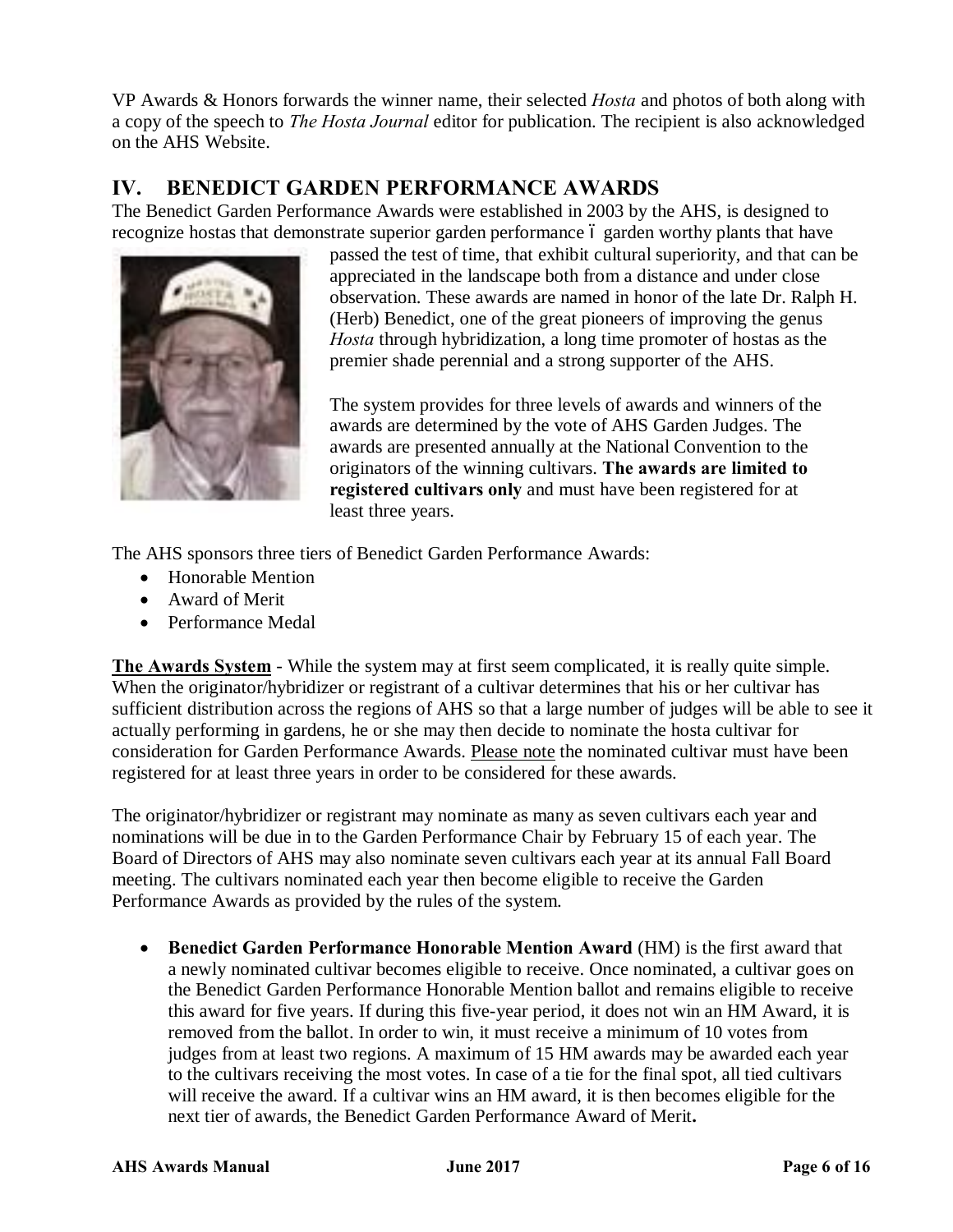VP Awards & Honors forwards the winner name, their selected *Hosta* and photos of both along with a copy of the speech to *The Hosta Journal* editor for publication. The recipient is also acknowledged on the AHS Website.

## IV. BENEDICT GARDEN PERFORMANCE AWARDS

The Benedict Garden Performance Awards were established in 2003 by the AHS, is designed to recognize hostas that demonstrate superior garden performance ó garden worthy plants that have passed the test of time, that exhibit cultural superiority, and that can be appreciated in the landscape both from a distance and under close observation. These awards are named in honor of the late Dr. Ralph H. (Herb) Benedict, one of the great pioneers of improving the genus *Hosta* through hybridization, a long time promoter of hostas as the premier shade perennial and a strong supporter of the AHS.

The system provides for three levels of awards and winners of the awards are determined by the vote of AHS Garden Judges. The awards are presented annually at the National Convention to the originators of the winning cultivars. **The awards are limited to registered cultivars only** and must have been registered for at least three years.

The AHS sponsors three tiers of Benedict Garden Performance Awards:

- Honorable Mention
- Award of Merit
- Performance Medal

**The Awards System** - While the system may at first seem complicated, it is really quite simple. When the originator/hybridizer or registrant of a cultivar determines that his or her cultivar has sufficient distribution across the regions of AHS so that a large number of judges will be able to see it actually performing in gardens, he or she may then decide to nominate the hosta cultivar for consideration for Garden Performance Awards. Please note the nominated cultivar must have been registered for at least three years in order to be considered for these awards.

The originator/hybridizer or registrant may nominate as many as seven cultivars each year and nominations will be due in to the Garden Performance Chair by February 15 of each year. The Board of Directors of AHS may also nominate seven cultivars each year at its annual Fall Board meeting. The cultivars nominated each year then become eligible to receive the Garden Performance Awards as provided by the rules of the system.

- **Benedict Garden Performance Honorable Mention Award** (HM) is the first award that a newly nominated cultivar becomes eligible to receive. Once nominated, a cultivar goes on the Benedict Garden Performance Honorable Mention ballot and remains eligible to receive this award for five years. If during this five-year period, it does not win an HM Award, it is removed from the ballot. In order to win, it must receive a minimum of 10 votes from judges from at least two regions. A maximum of 15 HM awards may be awarded each year to the cultivars receiving the most votes. In case of a tie for the final spot, all tied cultivars will receive the award. If a cultivar wins an HM award, it is then becomes eligible for the next tier of awards, the Benedict Garden Performance Award of Merit**.**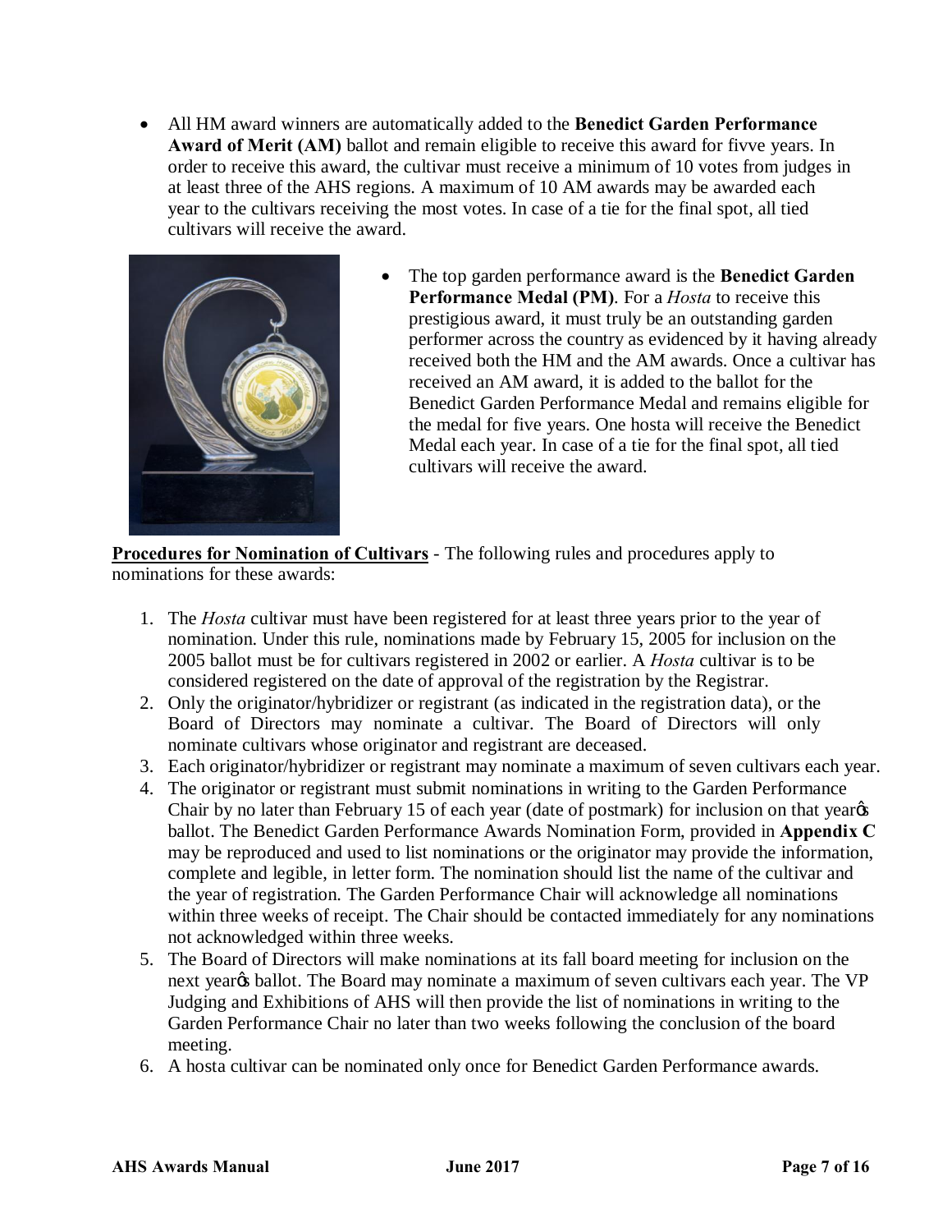- All HM award winners are automatically added to the **Benedict Garden Performance Award of Merit (AM)** ballot and remain eligible to receive this award for fivve years. In order to receive this award, the cultivar must receive a minimum of 10 votes from judges in at least three of the AHS regions. A maximum of 10 AM awards may be awarded each year to the cultivars receiving the most votes. In case of a tie for the final spot, all tied cultivars will receive the award.

- The top garden performance award is the **Benedict Garden Performance Medal (PM)**. For a *Hosta* to receive this prestigious award, it must truly be an outstanding garden performer across the country as evidenced by it having already received both the HM and the AM awards. Once a cultivar has received an AM award, it is added to the ballot for the Benedict Garden Performance Medal and remains eligible for the medal for five years. One hosta will receive the Benedict Medal each year. In case of a tie for the final spot, all tied cultivars will receive the award.

**Procedures for Nomination of Cultivars** - The following rules and procedures apply to nominations for these awards:

1. The *Hosta* cultivar must have been registered for at least three years prior to the year of nomination. Under this rule, nominations made by February 15, 2005 for inclusion on the 2005 ballot must be for cultivars registered in 2002 or earlier. A *Hosta* cultivar is to be considered registered on the date of approval of the registration by the Registrar.
2. Only the originator/hybridizer or registrant (as indicated in the registration data), or the Board of Directors may nominate a cultivar. The Board of Directors will only nominate cultivars whose originator and registrant are deceased.
3. Each originator/hybridizer or registrant may nominate a maximum of seven cultivars each year.
4. The originator or registrant must submit nominations in writing to the Garden Performance Chair by no later than February 15 of each year (date of postmark) for inclusion on that year's ballot. The Benedict Garden Performance Awards Nomination Form, provided in **Appendix C** may be reproduced and used to list nominations or the originator may provide the information, complete and legible, in letter form. The nomination should list the name of the cultivar and the year of registration. The Garden Performance Chair will acknowledge all nominations within three weeks of receipt. The Chair should be contacted immediately for any nominations not acknowledged within three weeks.
5. The Board of Directors will make nominations at its fall board meeting for inclusion on the next year's ballot. The Board may nominate a maximum of seven cultivars each year. The VP Judging and Exhibitions of AHS will then provide the list of nominations in writing to the Garden Performance Chair no later than two weeks following the conclusion of the board meeting.
6. A hosta cultivar can be nominated only once for Benedict Garden Performance awards.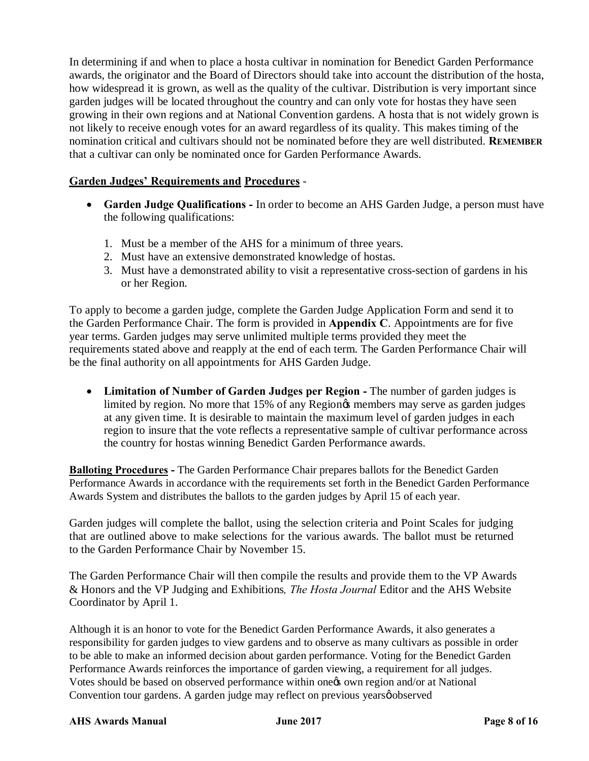In determining if and when to place a hosta cultivar in nomination for Benedict Garden Performance awards, the originator and the Board of Directors should take into account the distribution of the hosta, how widespread it is grown, as well as the quality of the cultivar. Distribution is very important since garden judges will be located throughout the country and can only vote for hostas they have seen growing in their own regions and at National Convention gardens. A hosta that is not widely grown is not likely to receive enough votes for an award regardless of its quality. This makes timing of the nomination critical and cultivars should not be nominated before they are well distributed. **REMEMBER** that a cultivar can only be nominated once for Garden Performance Awards.

**Garden Judges' Requirements and Procedures** -

- **Garden Judge Qualifications -** In order to become an AHS Garden Judge, a person must have the following qualifications:

  1. Must be a member of the AHS for a minimum of three years.
  2. Must have an extensive demonstrated knowledge of hostas.
  3. Must have a demonstrated ability to visit a representative cross-section of gardens in his or her Region.

To apply to become a garden judge, complete the Garden Judge Application Form and send it to the Garden Performance Chair. The form is provided in **Appendix C**. Appointments are for five year terms. Garden judges may serve unlimited multiple terms provided they meet the requirements stated above and reapply at the end of each term. The Garden Performance Chair will be the final authority on all appointments for AHS Garden Judge.

- **Limitation of Number of Garden Judges per Region -** The number of garden judges is limited by region. No more that 15% of any Regionǿs members may serve as garden judges at any given time. It is desirable to maintain the maximum level of garden judges in each region to insure that the vote reflects a representative sample of cultivar performance across the country for hostas winning Benedict Garden Performance awards.

**Balloting Procedures -** The Garden Performance Chair prepares ballots for the Benedict Garden Performance Awards in accordance with the requirements set forth in the Benedict Garden Performance Awards System and distributes the ballots to the garden judges by April 15 of each year.

Garden judges will complete the ballot, using the selection criteria and Point Scales for judging that are outlined above to make selections for the various awards. The ballot must be returned to the Garden Performance Chair by November 15.

The Garden Performance Chair will then compile the results and provide them to the VP Awards & Honors and the VP Judging and Exhibitions*, The Hosta Journal* Editor and the AHS Website Coordinator by April 1.

Although it is an honor to vote for the Benedict Garden Performance Awards, it also generates a responsibility for garden judges to view gardens and to observe as many cultivars as possible in order to be able to make an informed decision about garden performance. Voting for the Benedict Garden Performance Awards reinforces the importance of garden viewing, a requirement for all judges. Votes should be based on observed performance within oneǿs own region and/or at National Convention tour gardens. A garden judge may reflect on previous yearsǿ observed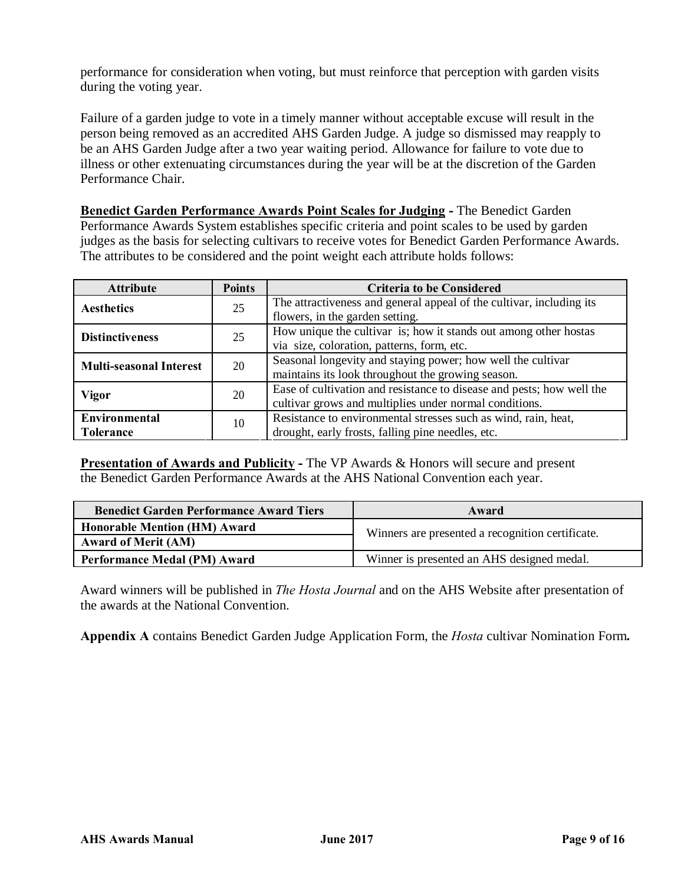performance for consideration when voting, but must reinforce that perception with garden visits during the voting year.

Failure of a garden judge to vote in a timely manner without acceptable excuse will result in the person being removed as an accredited AHS Garden Judge. A judge so dismissed may reapply to be an AHS Garden Judge after a two year waiting period. Allowance for failure to vote due to illness or other extenuating circumstances during the year will be at the discretion of the Garden Performance Chair.

**Benedict Garden Performance Awards Point Scales for Judging -** The Benedict Garden Performance Awards System establishes specific criteria and point scales to be used by garden judges as the basis for selecting cultivars to receive votes for Benedict Garden Performance Awards. The attributes to be considered and the point weight each attribute holds follows:

| Attribute | Points | Criteria to be Considered |
|---|---|---|
| **Aesthetics** | 25 | The attractiveness and general appeal of the cultivar, including its flowers, in the garden setting. |
| **Distinctiveness** | 25 | How unique the cultivar is; how it stands out among other hostas via size, coloration, patterns, form, etc. |
| **Multi-seasonal Interest** | 20 | Seasonal longevity and staying power; how well the cultivar maintains its look throughout the growing season. |
| **Vigor** | 20 | Ease of cultivation and resistance to disease and pests; how well the cultivar grows and multiplies under normal conditions. |
| **Environmental Tolerance** | 10 | Resistance to environmental stresses such as wind, rain, heat, drought, early frosts, falling pine needles, etc. |

**Presentation of Awards and Publicity -** The VP Awards & Honors will secure and present the Benedict Garden Performance Awards at the AHS National Convention each year.

| Benedict Garden Performance Award Tiers | Award |
|---|---|
| **Honorable Mention (HM) Award** | Winners are presented a recognition certificate. |
| **Award of Merit (AM)** | |
| **Performance Medal (PM) Award** | Winner is presented an AHS designed medal. |

Award winners will be published in *The Hosta Journal* and on the AHS Website after presentation of the awards at the National Convention.

**Appendix A** contains Benedict Garden Judge Application Form, the *Hosta* cultivar Nomination Form**.**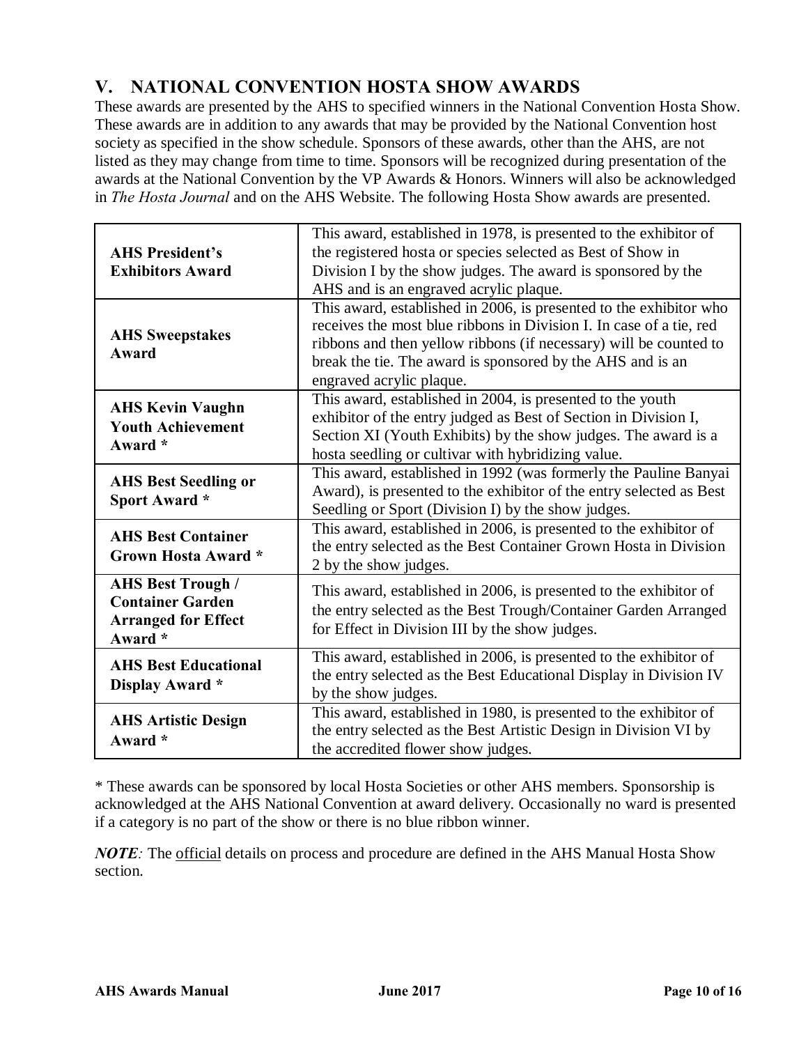## V. NATIONAL CONVENTION HOSTA SHOW AWARDS

These awards are presented by the AHS to specified winners in the National Convention Hosta Show. These awards are in addition to any awards that may be provided by the National Convention host society as specified in the show schedule. Sponsors of these awards, other than the AHS, are not listed as they may change from time to time. Sponsors will be recognized during presentation of the awards at the National Convention by the VP Awards & Honors. Winners will also be acknowledged in *The Hosta Journal* and on the AHS Website. The following Hosta Show awards are presented.

| | |
|---|---|
| **AHS President's Exhibitors Award** | This award, established in 1978, is presented to the exhibitor of the registered hosta or species selected as Best of Show in Division I by the show judges. The award is sponsored by the AHS and is an engraved acrylic plaque. |
| **AHS Sweepstakes Award** | This award, established in 2006, is presented to the exhibitor who receives the most blue ribbons in Division I. In case of a tie, red ribbons and then yellow ribbons (if necessary) will be counted to break the tie. The award is sponsored by the AHS and is an engraved acrylic plaque. |
| **AHS Kevin Vaughn Youth Achievement Award *** | This award, established in 2004, is presented to the youth exhibitor of the entry judged as Best of Section in Division I, Section XI (Youth Exhibits) by the show judges. The award is a hosta seedling or cultivar with hybridizing value. |
| **AHS Best Seedling or Sport Award *** | This award, established in 1992 (was formerly the Pauline Banyai Award), is presented to the exhibitor of the entry selected as Best Seedling or Sport (Division I) by the show judges. |
| **AHS Best Container Grown Hosta Award *** | This award, established in 2006, is presented to the exhibitor of the entry selected as the Best Container Grown Hosta in Division 2 by the show judges. |
| **AHS Best Trough / Container Garden Arranged for Effect Award *** | This award, established in 2006, is presented to the exhibitor of the entry selected as the Best Trough/Container Garden Arranged for Effect in Division III by the show judges. |
| **AHS Best Educational Display Award *** | This award, established in 2006, is presented to the exhibitor of the entry selected as the Best Educational Display in Division IV by the show judges. |
| **AHS Artistic Design Award *** | This award, established in 1980, is presented to the exhibitor of the entry selected as the Best Artistic Design in Division VI by the accredited flower show judges. |

* These awards can be sponsored by local Hosta Societies or other AHS members. Sponsorship is acknowledged at the AHS National Convention at award delivery. Occasionally no ward is presented if a category is no part of the show or there is no blue ribbon winner.

***NOTE:*** The official details on process and procedure are defined in the AHS Manual Hosta Show section.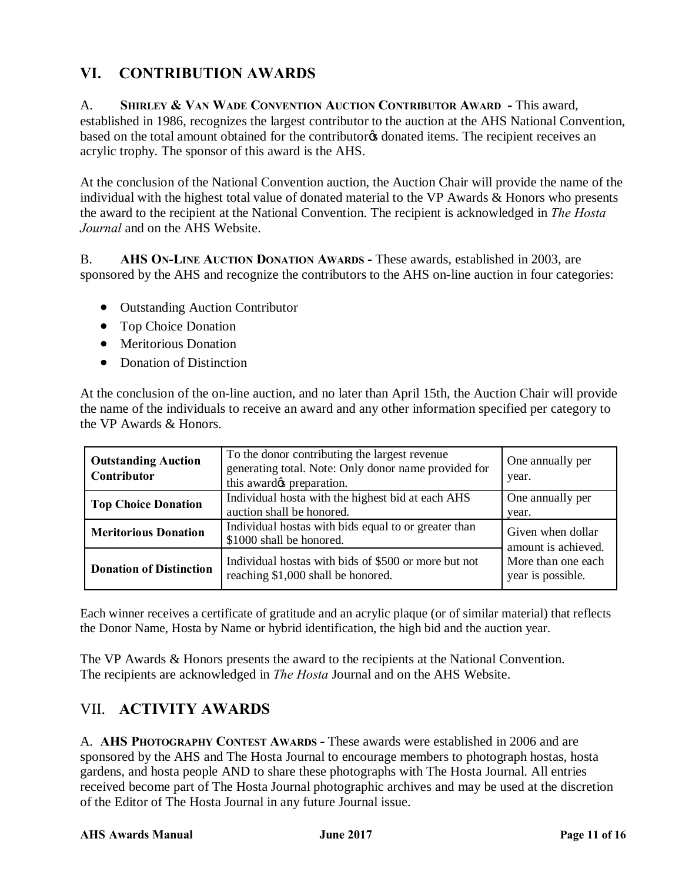## VI. CONTRIBUTION AWARDS

A. **SHIRLEY & VAN WADE CONVENTION AUCTION CONTRIBUTOR AWARD -** This award, established in 1986, recognizes the largest contributor to the auction at the AHS National Convention, based on the total amount obtained for the contributor's donated items. The recipient receives an acrylic trophy. The sponsor of this award is the AHS.

At the conclusion of the National Convention auction, the Auction Chair will provide the name of the individual with the highest total value of donated material to the VP Awards & Honors who presents the award to the recipient at the National Convention. The recipient is acknowledged in *The Hosta Journal* and on the AHS Website.

B. **AHS ON-LINE AUCTION DONATION AWARDS -** These awards, established in 2003, are sponsored by the AHS and recognize the contributors to the AHS on-line auction in four categories:

- Outstanding Auction Contributor
- Top Choice Donation
- Meritorious Donation
- Donation of Distinction

At the conclusion of the on-line auction, and no later than April 15th, the Auction Chair will provide the name of the individuals to receive an award and any other information specified per category to the VP Awards & Honors.

| | | |
|---|---|---|
| **Outstanding Auction Contributor** | To the donor contributing the largest revenue generating total. Note: Only donor name provided for this award's preparation. | One annually per year. |
| **Top Choice Donation** | Individual hosta with the highest bid at each AHS auction shall be honored. | One annually per year. |
| **Meritorious Donation** | Individual hostas with bids equal to or greater than $1000 shall be honored. | Given when dollar amount is achieved. More than one each year is possible. |
| **Donation of Distinction** | Individual hostas with bids of $500 or more but not reaching $1,000 shall be honored. | |

Each winner receives a certificate of gratitude and an acrylic plaque (or of similar material) that reflects the Donor Name, Hosta by Name or hybrid identification, the high bid and the auction year.

The VP Awards & Honors presents the award to the recipients at the National Convention. The recipients are acknowledged in *The Hosta* Journal and on the AHS Website.

## VII. ACTIVITY AWARDS

A. **AHS PHOTOGRAPHY CONTEST AWARDS -** These awards were established in 2006 and are sponsored by the AHS and The Hosta Journal to encourage members to photograph hostas, hosta gardens, and hosta people AND to share these photographs with The Hosta Journal. All entries received become part of The Hosta Journal photographic archives and may be used at the discretion of the Editor of The Hosta Journal in any future Journal issue.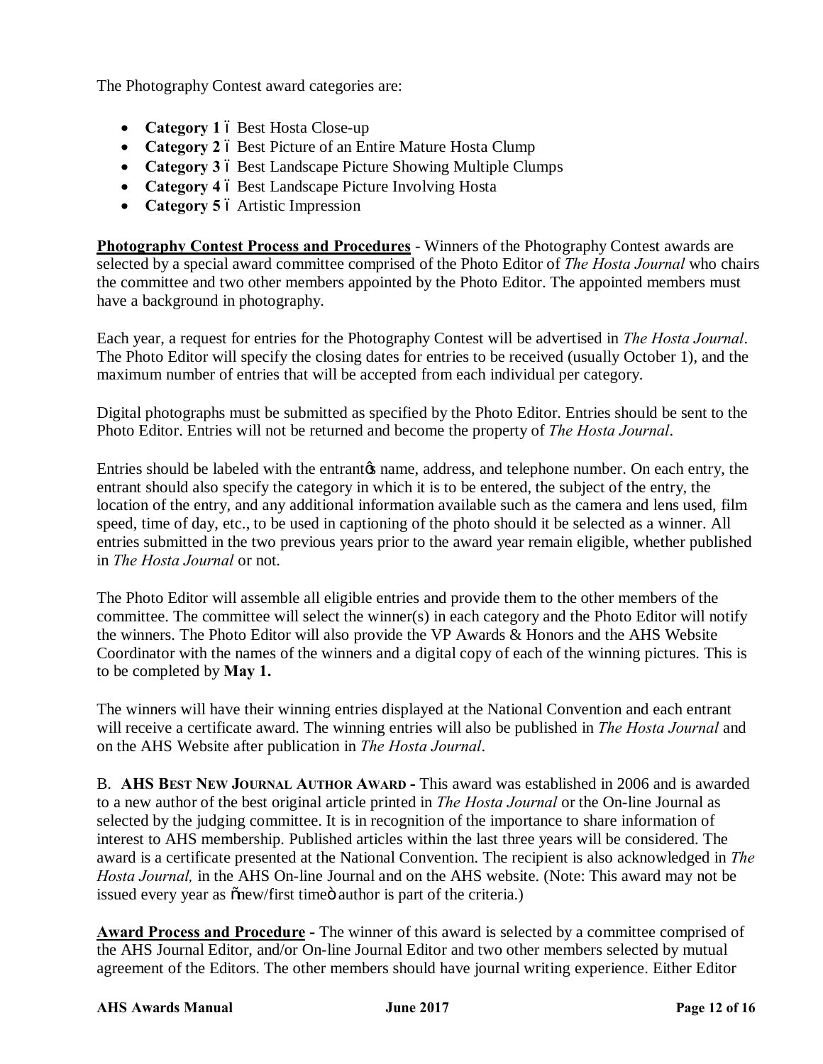The Photography Contest award categories are:

- **Category 1** – Best Hosta Close-up
- **Category 2** – Best Picture of an Entire Mature Hosta Clump
- **Category 3** – Best Landscape Picture Showing Multiple Clumps
- **Category 4** – Best Landscape Picture Involving Hosta
- **Category 5** – Artistic Impression

**Photography Contest Process and Procedures** - Winners of the Photography Contest awards are selected by a special award committee comprised of the Photo Editor of *The Hosta Journal* who chairs the committee and two other members appointed by the Photo Editor. The appointed members must have a background in photography.

Each year, a request for entries for the Photography Contest will be advertised in *The Hosta Journal*. The Photo Editor will specify the closing dates for entries to be received (usually October 1), and the maximum number of entries that will be accepted from each individual per category.

Digital photographs must be submitted as specified by the Photo Editor. Entries should be sent to the Photo Editor. Entries will not be returned and become the property of *The Hosta Journal*.

Entries should be labeled with the entrant's name, address, and telephone number. On each entry, the entrant should also specify the category in which it is to be entered, the subject of the entry, the location of the entry, and any additional information available such as the camera and lens used, film speed, time of day, etc., to be used in captioning of the photo should it be selected as a winner. All entries submitted in the two previous years prior to the award year remain eligible, whether published in *The Hosta Journal* or not.

The Photo Editor will assemble all eligible entries and provide them to the other members of the committee. The committee will select the winner(s) in each category and the Photo Editor will notify the winners. The Photo Editor will also provide the VP Awards & Honors and the AHS Website Coordinator with the names of the winners and a digital copy of each of the winning pictures. This is to be completed by **May 1.**

The winners will have their winning entries displayed at the National Convention and each entrant will receive a certificate award. The winning entries will also be published in *The Hosta Journal* and on the AHS Website after publication in *The Hosta Journal*.

B. **AHS BEST NEW JOURNAL AUTHOR AWARD -** This award was established in 2006 and is awarded to a new author of the best original article printed in *The Hosta Journal* or the On-line Journal as selected by the judging committee. It is in recognition of the importance to share information of interest to AHS membership. Published articles within the last three years will be considered. The award is a certificate presented at the National Convention. The recipient is also acknowledged in *The Hosta Journal,* in the AHS On-line Journal and on the AHS website. (Note: This award may not be issued every year as "new/first time" author is part of the criteria.)

**Award Process and Procedure -** The winner of this award is selected by a committee comprised of the AHS Journal Editor, and/or On-line Journal Editor and two other members selected by mutual agreement of the Editors. The other members should have journal writing experience. Either Editor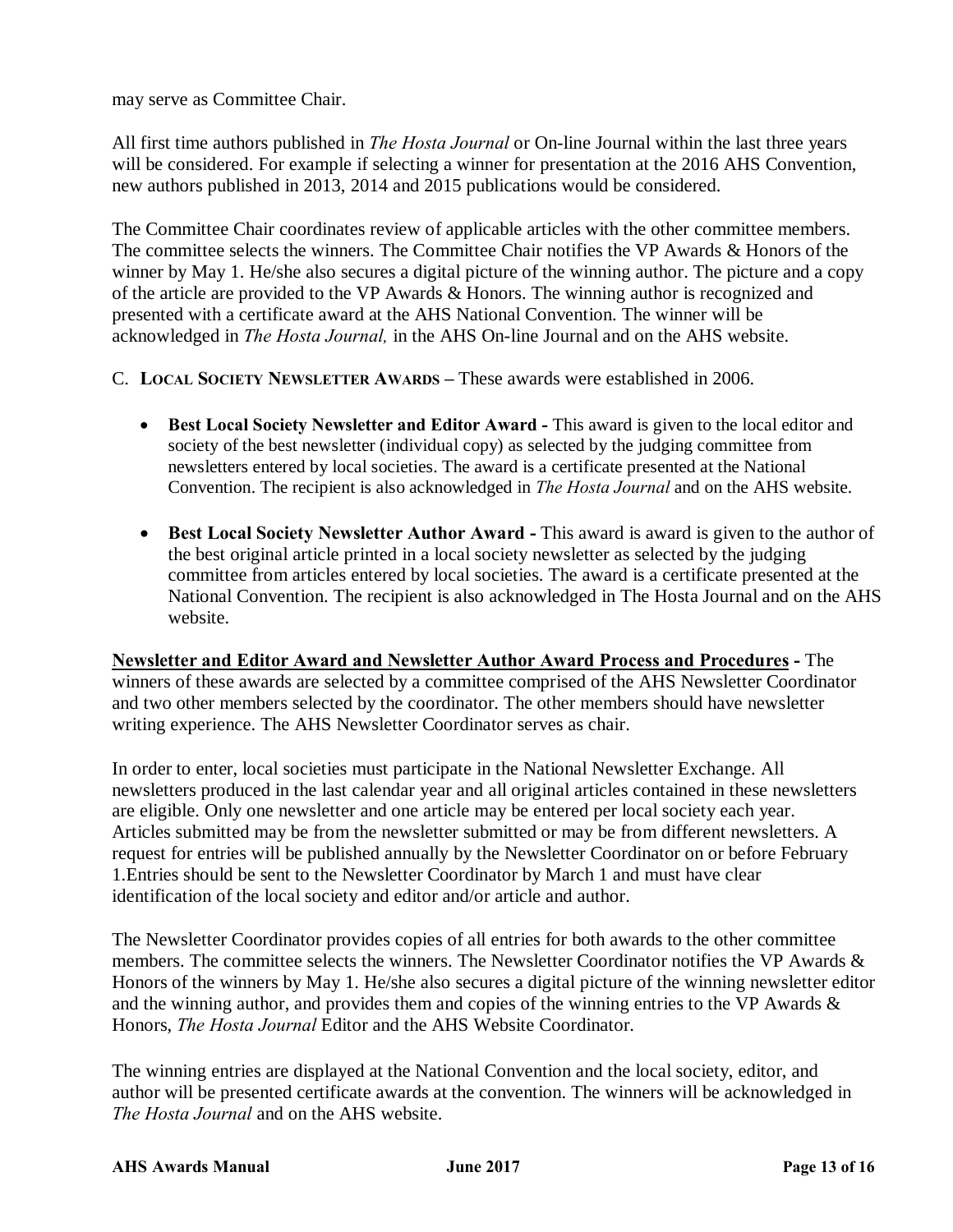may serve as Committee Chair.

All first time authors published in *The Hosta Journal* or On-line Journal within the last three years will be considered. For example if selecting a winner for presentation at the 2016 AHS Convention, new authors published in 2013, 2014 and 2015 publications would be considered.

The Committee Chair coordinates review of applicable articles with the other committee members. The committee selects the winners. The Committee Chair notifies the VP Awards & Honors of the winner by May 1. He/she also secures a digital picture of the winning author. The picture and a copy of the article are provided to the VP Awards & Honors. The winning author is recognized and presented with a certificate award at the AHS National Convention. The winner will be acknowledged in *The Hosta Journal,* in the AHS On-line Journal and on the AHS website.

C. **Local Society Newsletter Awards** – These awards were established in 2006.

- **Best Local Society Newsletter and Editor Award -** This award is given to the local editor and society of the best newsletter (individual copy) as selected by the judging committee from newsletters entered by local societies. The award is a certificate presented at the National Convention. The recipient is also acknowledged in *The Hosta Journal* and on the AHS website.

- **Best Local Society Newsletter Author Award -** This award is award is given to the author of the best original article printed in a local society newsletter as selected by the judging committee from articles entered by local societies. The award is a certificate presented at the National Convention. The recipient is also acknowledged in The Hosta Journal and on the AHS website.

**Newsletter and Editor Award and Newsletter Author Award Process and Procedures -** The winners of these awards are selected by a committee comprised of the AHS Newsletter Coordinator and two other members selected by the coordinator. The other members should have newsletter writing experience. The AHS Newsletter Coordinator serves as chair.

In order to enter, local societies must participate in the National Newsletter Exchange. All newsletters produced in the last calendar year and all original articles contained in these newsletters are eligible. Only one newsletter and one article may be entered per local society each year. Articles submitted may be from the newsletter submitted or may be from different newsletters. A request for entries will be published annually by the Newsletter Coordinator on or before February 1.Entries should be sent to the Newsletter Coordinator by March 1 and must have clear identification of the local society and editor and/or article and author.

The Newsletter Coordinator provides copies of all entries for both awards to the other committee members. The committee selects the winners. The Newsletter Coordinator notifies the VP Awards & Honors of the winners by May 1. He/she also secures a digital picture of the winning newsletter editor and the winning author, and provides them and copies of the winning entries to the VP Awards & Honors, *The Hosta Journal* Editor and the AHS Website Coordinator.

The winning entries are displayed at the National Convention and the local society, editor, and author will be presented certificate awards at the convention. The winners will be acknowledged in *The Hosta Journal* and on the AHS website.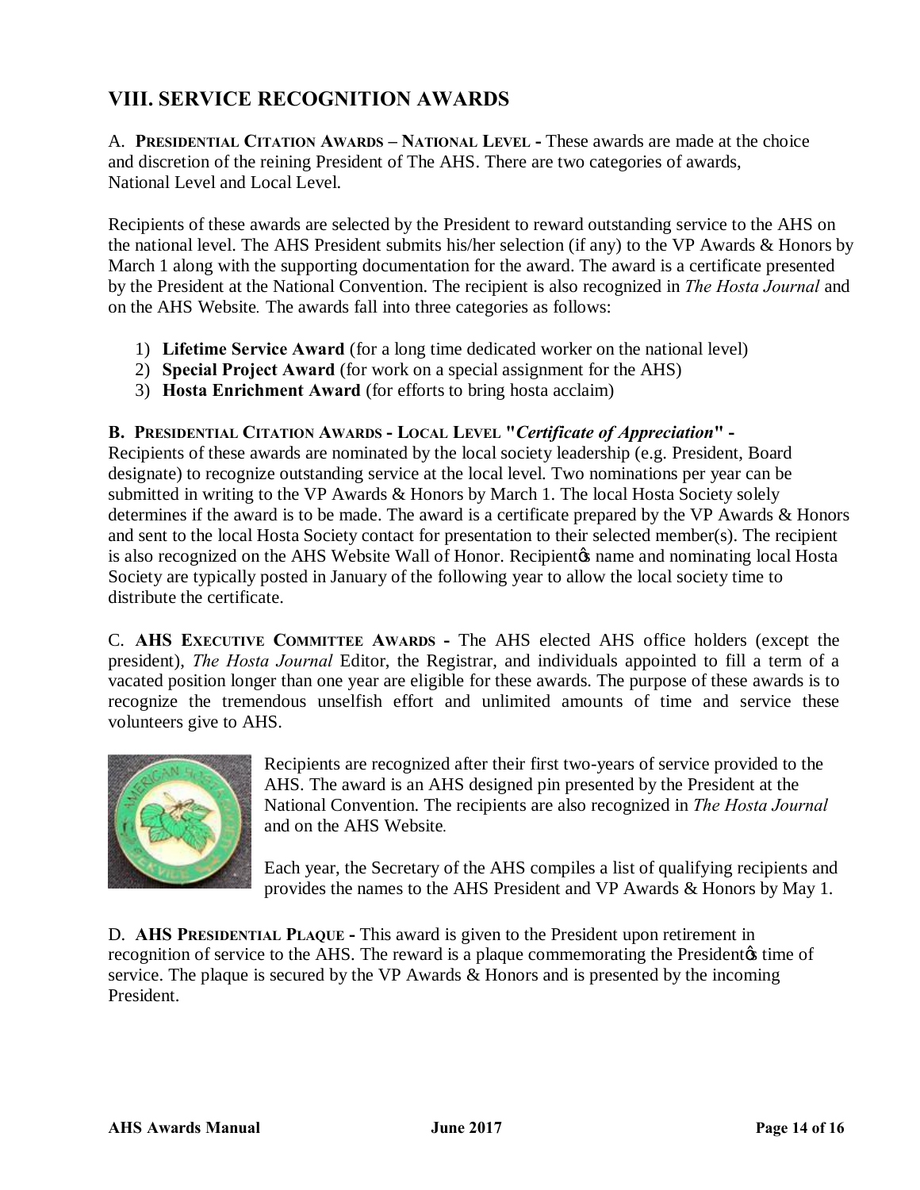## VIII. SERVICE RECOGNITION AWARDS

A. **PRESIDENTIAL CITATION AWARDS – NATIONAL LEVEL -** These awards are made at the choice and discretion of the reining President of The AHS. There are two categories of awards, National Level and Local Level.

Recipients of these awards are selected by the President to reward outstanding service to the AHS on the national level. The AHS President submits his/her selection (if any) to the VP Awards & Honors by March 1 along with the supporting documentation for the award. The award is a certificate presented by the President at the National Convention. The recipient is also recognized in *The Hosta Journal* and on the AHS Website. The awards fall into three categories as follows:

1) **Lifetime Service Award** (for a long time dedicated worker on the national level)
2) **Special Project Award** (for work on a special assignment for the AHS)
3) **Hosta Enrichment Award** (for efforts to bring hosta acclaim)

**B. PRESIDENTIAL CITATION AWARDS - LOCAL LEVEL "*Certificate of Appreciation*" -**
Recipients of these awards are nominated by the local society leadership (e.g. President, Board designate) to recognize outstanding service at the local level. Two nominations per year can be submitted in writing to the VP Awards & Honors by March 1. The local Hosta Society solely determines if the award is to be made. The award is a certificate prepared by the VP Awards & Honors and sent to the local Hosta Society contact for presentation to their selected member(s). The recipient is also recognized on the AHS Website Wall of Honor. Recipientø name and nominating local Hosta Society are typically posted in January of the following year to allow the local society time to distribute the certificate.

C. **AHS EXECUTIVE COMMITTEE AWARDS -** The AHS elected AHS office holders (except the president), *The Hosta Journal* Editor, the Registrar, and individuals appointed to fill a term of a vacated position longer than one year are eligible for these awards. The purpose of these awards is to recognize the tremendous unselfish effort and unlimited amounts of time and service these volunteers give to AHS.

Recipients are recognized after their first two-years of service provided to the AHS. The award is an AHS designed pin presented by the President at the National Convention. The recipients are also recognized in *The Hosta Journal* and on the AHS Website.

Each year, the Secretary of the AHS compiles a list of qualifying recipients and provides the names to the AHS President and VP Awards & Honors by May 1.

D. **AHS PRESIDENTIAL PLAQUE -** This award is given to the President upon retirement in recognition of service to the AHS. The reward is a plaque commemorating the Presidentø time of service. The plaque is secured by the VP Awards & Honors and is presented by the incoming President.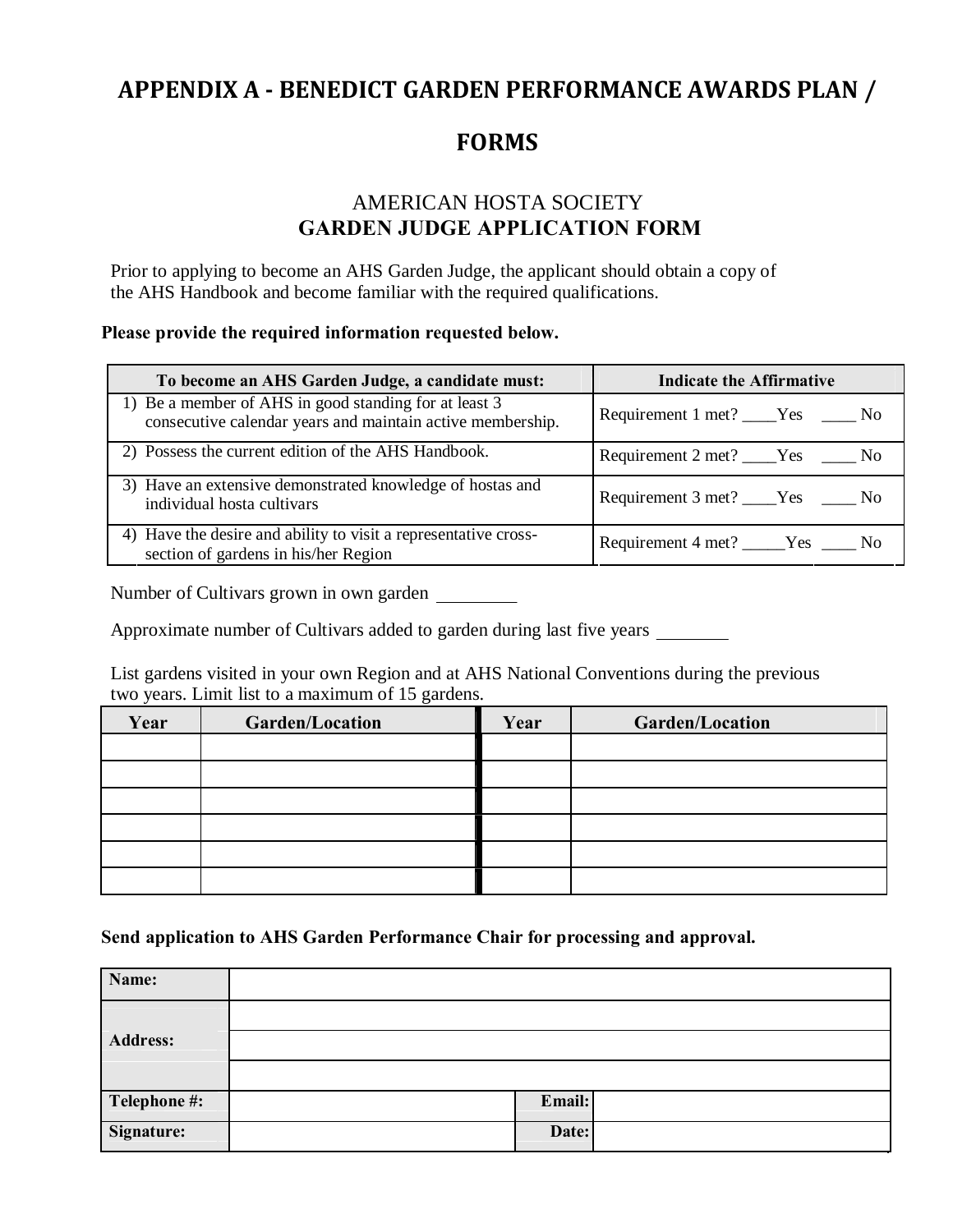# APPENDIX A - BENEDICT GARDEN PERFORMANCE AWARDS PLAN / FORMS

## AMERICAN HOSTA SOCIETY
## GARDEN JUDGE APPLICATION FORM

Prior to applying to become an AHS Garden Judge, the applicant should obtain a copy of the AHS Handbook and become familiar with the required qualifications.

**Please provide the required information requested below.**

| To become an AHS Garden Judge, a candidate must: | Indicate the Affirmative |
|---|---|
| 1) Be a member of AHS in good standing for at least 3 consecutive calendar years and maintain active membership. | Requirement 1 met? ____Yes ____ No |
| 2) Possess the current edition of the AHS Handbook. | Requirement 2 met? ____Yes ____ No |
| 3) Have an extensive demonstrated knowledge of hostas and individual hosta cultivars | Requirement 3 met? ____Yes ____ No |
| 4) Have the desire and ability to visit a representative cross-section of gardens in his/her Region | Requirement 4 met? _____Yes ____ No |

Number of Cultivars grown in own garden ________

Approximate number of Cultivars added to garden during last five years ________

List gardens visited in your own Region and at AHS National Conventions during the previous two years. Limit list to a maximum of 15 gardens.

| Year | Garden/Location | Year | Garden/Location |
|---|---|---|---|
| | | | |
| | | | |
| | | | |
| | | | |
| | | | |
| | | | |

**Send application to AHS Garden Performance Chair for processing and approval.**

| | | | |
|---|---|---|---|
| **Name:** | | | |
| **Address:** | | | |
| | | | |
| | | | |
| **Telephone #:** | | **Email:** | |
| **Signature:** | | **Date:** | |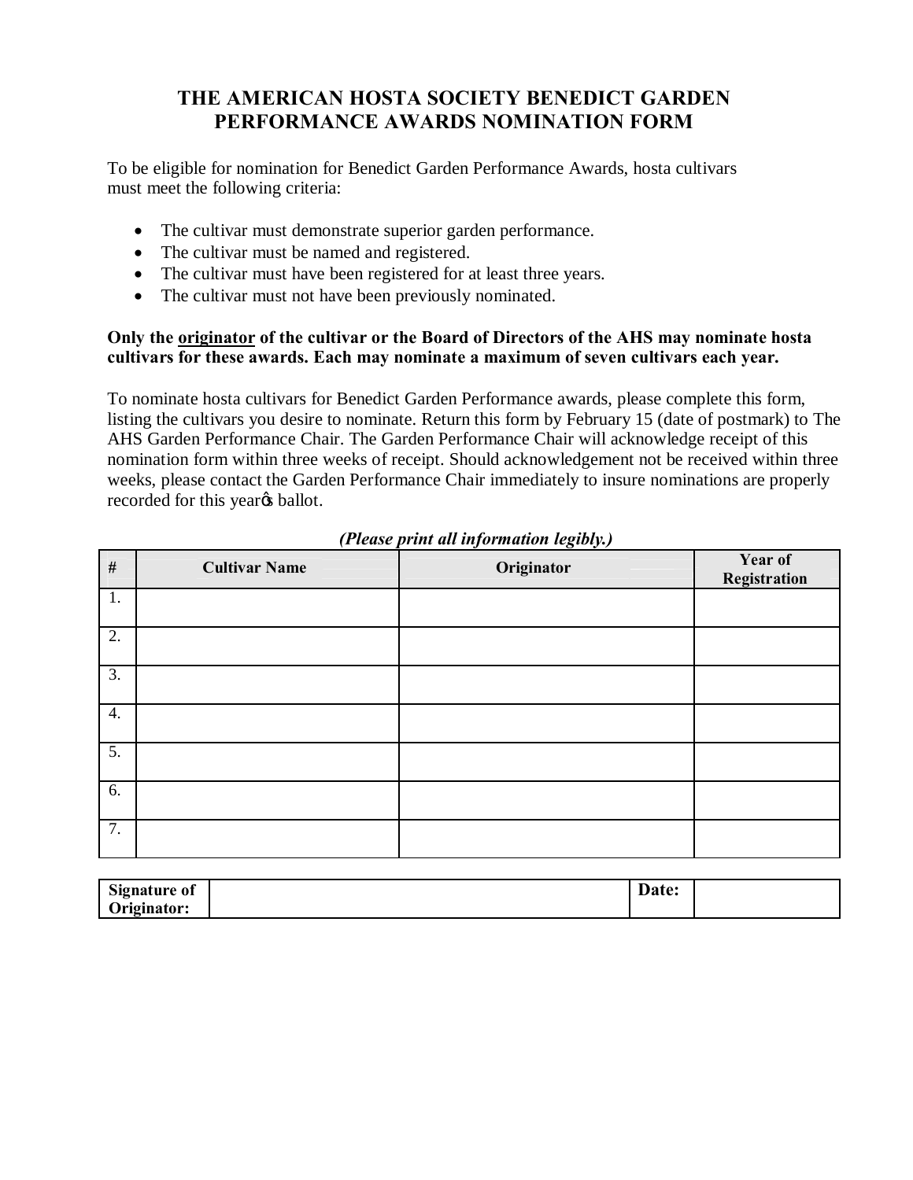# THE AMERICAN HOSTA SOCIETY BENEDICT GARDEN PERFORMANCE AWARDS NOMINATION FORM

To be eligible for nomination for Benedict Garden Performance Awards, hosta cultivars must meet the following criteria:

- The cultivar must demonstrate superior garden performance.
- The cultivar must be named and registered.
- The cultivar must have been registered for at least three years.
- The cultivar must not have been previously nominated.

**Only the <u>originator</u> of the cultivar or the Board of Directors of the AHS may nominate hosta cultivars for these awards. Each may nominate a maximum of seven cultivars each year.**

To nominate hosta cultivars for Benedict Garden Performance awards, please complete this form, listing the cultivars you desire to nominate. Return this form by February 15 (date of postmark) to The AHS Garden Performance Chair. The Garden Performance Chair will acknowledge receipt of this nomination form within three weeks of receipt. Should acknowledgement not be received within three weeks, please contact the Garden Performance Chair immediately to insure nominations are properly recorded for this year's ballot.

***(Please print all information legibly.)***

| # | Cultivar Name | Originator | Year of Registration |
|---|---|---|---|
| 1. | | | |
| 2. | | | |
| 3. | | | |
| 4. | | | |
| 5. | | | |
| 6. | | | |
| 7. | | | |

| | | | |
|---|---|---|---|
| **Signature of Originator:** | | **Date:** | |